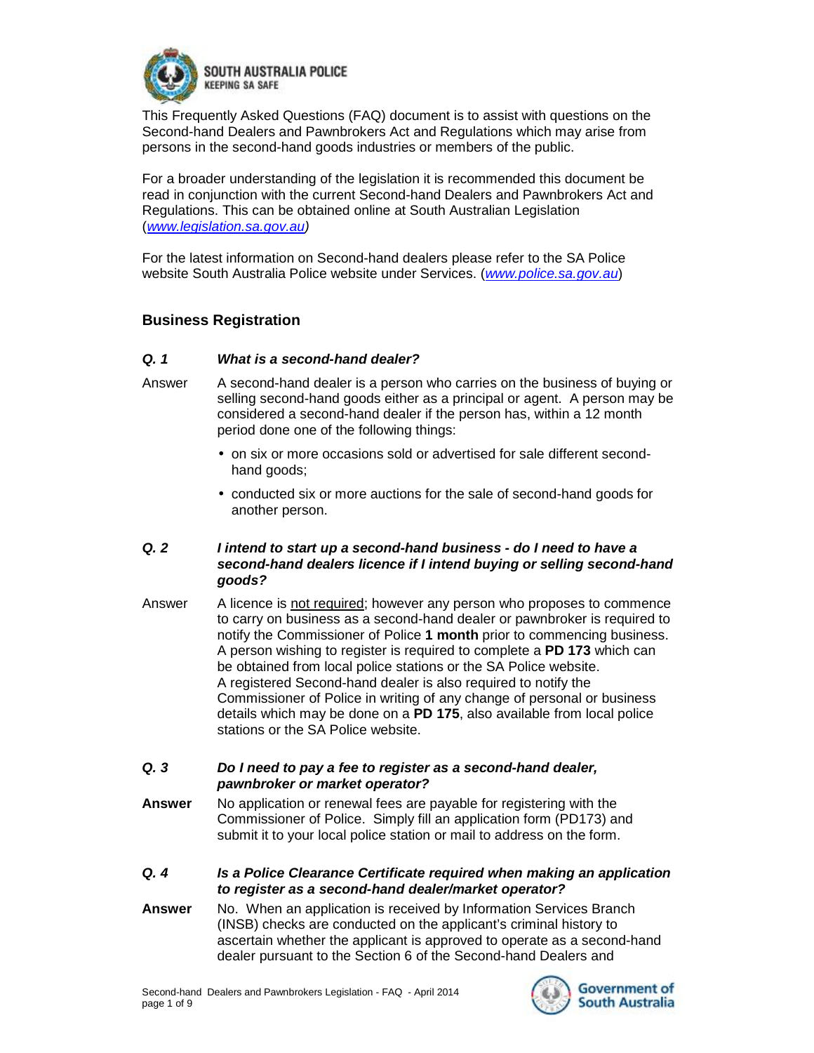SOUTH AUSTRALIA POLICE
KEEPING SA SAFE

This Frequently Asked Questions (FAQ) document is to assist with questions on the Second-hand Dealers and Pawnbrokers Act and Regulations which may arise from persons in the second-hand goods industries or members of the public.

For a broader understanding of the legislation it is recommended this document be read in conjunction with the current Second-hand Dealers and Pawnbrokers Act and Regulations. This can be obtained online at South Australian Legislation (*www.legislation.sa.gov.au)*

For the latest information on Second-hand dealers please refer to the SA Police website South Australia Police website under Services. (*www.police.sa.gov.au*)

## Business Registration

***Q. 1 What is a second-hand dealer?***

Answer A second-hand dealer is a person who carries on the business of buying or selling second-hand goods either as a principal or agent. A person may be considered a second-hand dealer if the person has, within a 12 month period done one of the following things:

- on six or more occasions sold or advertised for sale different second-hand goods;
- conducted six or more auctions for the sale of second-hand goods for another person.

***Q. 2 I intend to start up a second-hand business - do I need to have a second-hand dealers licence if I intend buying or selling second-hand goods?***

Answer A licence is <u>not required</u>; however any person who proposes to commence to carry on business as a second-hand dealer or pawnbroker is required to notify the Commissioner of Police **1 month** prior to commencing business. A person wishing to register is required to complete a **PD 173** which can be obtained from local police stations or the SA Police website. A registered Second-hand dealer is also required to notify the Commissioner of Police in writing of any change of personal or business details which may be done on a **PD 175**, also available from local police stations or the SA Police website.

***Q. 3 Do I need to pay a fee to register as a second-hand dealer, pawnbroker or market operator?***

**Answer** No application or renewal fees are payable for registering with the Commissioner of Police. Simply fill an application form (PD173) and submit it to your local police station or mail to address on the form.

***Q. 4 Is a Police Clearance Certificate required when making an application to register as a second-hand dealer/market operator?***

**Answer** No. When an application is received by Information Services Branch (INSB) checks are conducted on the applicant's criminal history to ascertain whether the applicant is approved to operate as a second-hand dealer pursuant to the Section 6 of the Second-hand Dealers and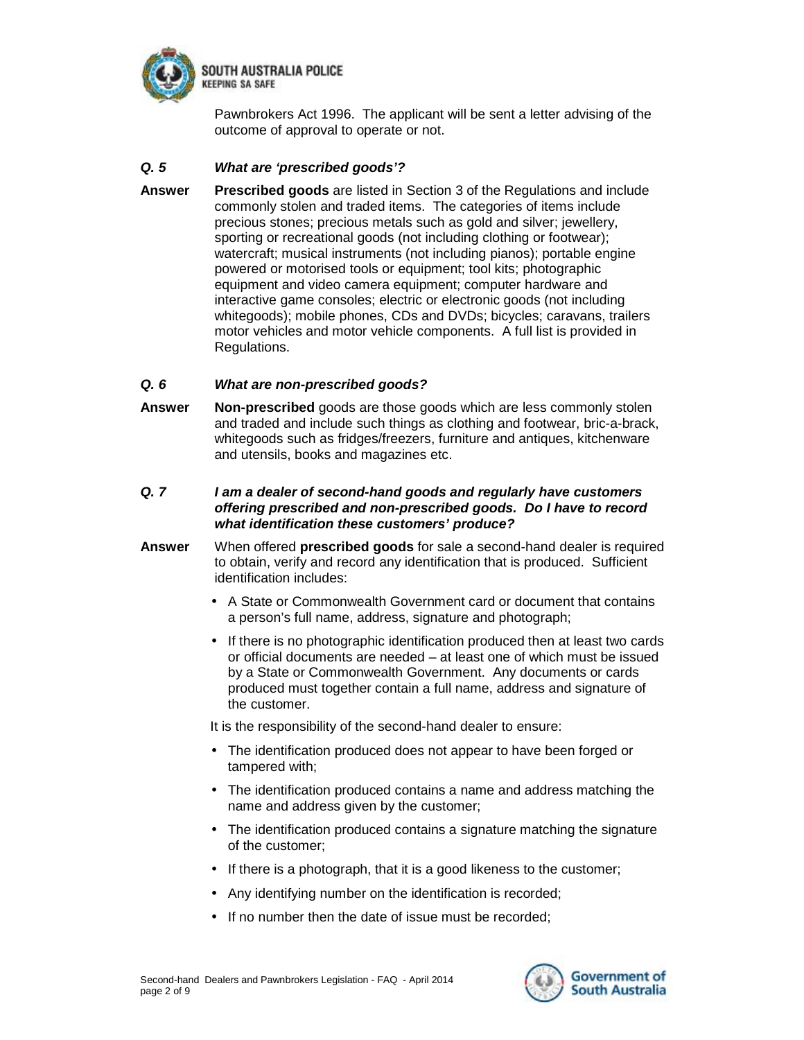Pawnbrokers Act 1996. The applicant will be sent a letter advising of the outcome of approval to operate or not.

***Q. 5 What are 'prescribed goods'?***

**Answer** **Prescribed goods** are listed in Section 3 of the Regulations and include commonly stolen and traded items. The categories of items include precious stones; precious metals such as gold and silver; jewellery, sporting or recreational goods (not including clothing or footwear); watercraft; musical instruments (not including pianos); portable engine powered or motorised tools or equipment; tool kits; photographic equipment and video camera equipment; computer hardware and interactive game consoles; electric or electronic goods (not including whitegoods); mobile phones, CDs and DVDs; bicycles; caravans, trailers motor vehicles and motor vehicle components. A full list is provided in Regulations.

***Q. 6 What are non-prescribed goods?***

**Answer** **Non-prescribed** goods are those goods which are less commonly stolen and traded and include such things as clothing and footwear, bric-a-brack, whitegoods such as fridges/freezers, furniture and antiques, kitchenware and utensils, books and magazines etc.

***Q. 7 I am a dealer of second-hand goods and regularly have customers offering prescribed and non-prescribed goods. Do I have to record what identification these customers' produce?***

**Answer** When offered **prescribed goods** for sale a second-hand dealer is required to obtain, verify and record any identification that is produced. Sufficient identification includes:

- A State or Commonwealth Government card or document that contains a person's full name, address, signature and photograph;
- If there is no photographic identification produced then at least two cards or official documents are needed – at least one of which must be issued by a State or Commonwealth Government. Any documents or cards produced must together contain a full name, address and signature of the customer.

It is the responsibility of the second-hand dealer to ensure:

- The identification produced does not appear to have been forged or tampered with;
- The identification produced contains a name and address matching the name and address given by the customer;
- The identification produced contains a signature matching the signature of the customer;
- If there is a photograph, that it is a good likeness to the customer;
- Any identifying number on the identification is recorded;
- If no number then the date of issue must be recorded;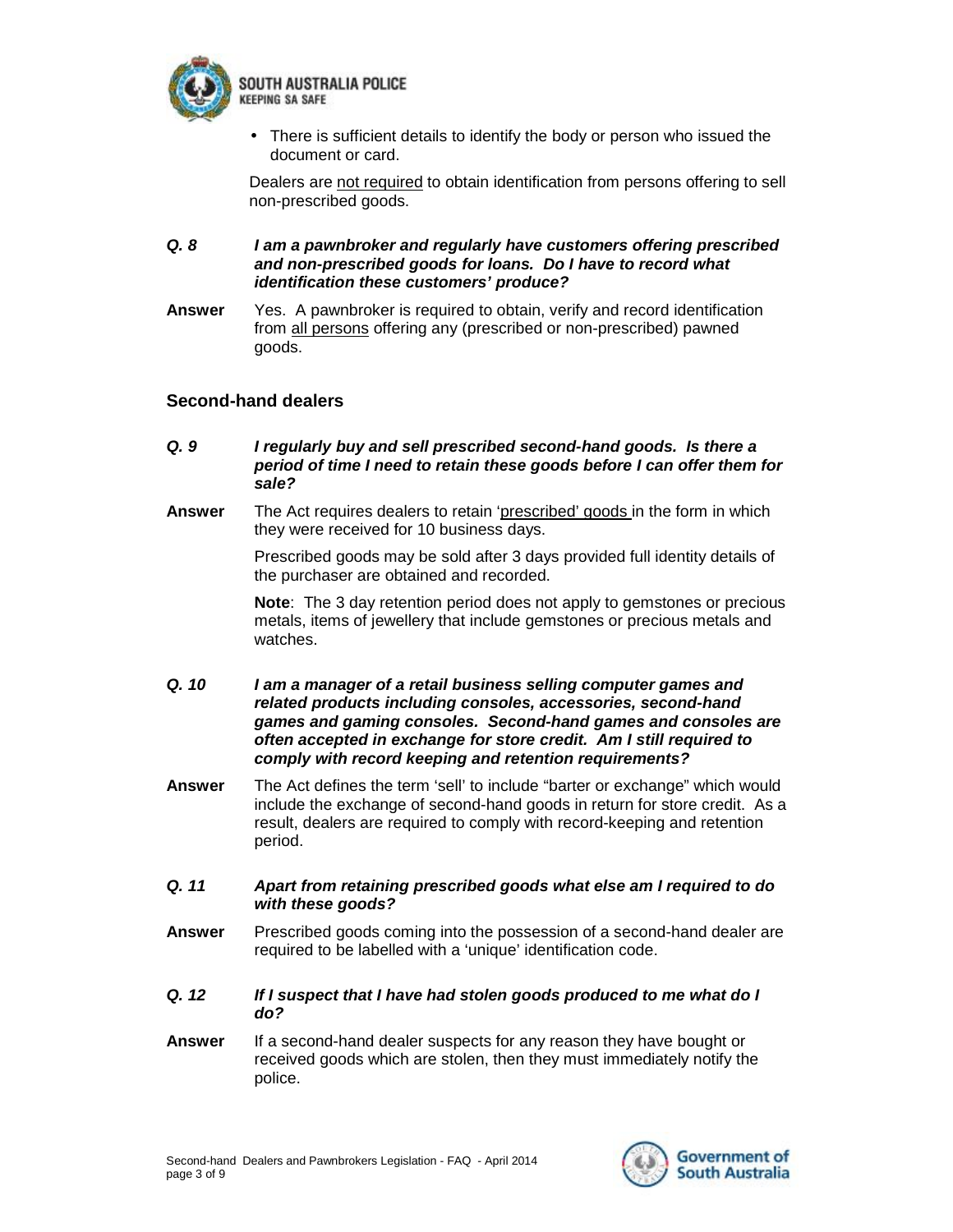- There is sufficient details to identify the body or person who issued the document or card.

Dealers are not required to obtain identification from persons offering to sell non-prescribed goods.

***Q. 8 I am a pawnbroker and regularly have customers offering prescribed and non-prescribed goods for loans. Do I have to record what identification these customers' produce?***

**Answer** Yes. A pawnbroker is required to obtain, verify and record identification from all persons offering any (prescribed or non-prescribed) pawned goods.

## Second-hand dealers

***Q. 9 I regularly buy and sell prescribed second-hand goods. Is there a period of time I need to retain these goods before I can offer them for sale?***

**Answer** The Act requires dealers to retain 'prescribed' goods in the form in which they were received for 10 business days.

Prescribed goods may be sold after 3 days provided full identity details of the purchaser are obtained and recorded.

**Note**: The 3 day retention period does not apply to gemstones or precious metals, items of jewellery that include gemstones or precious metals and watches.

***Q. 10 I am a manager of a retail business selling computer games and related products including consoles, accessories, second-hand games and gaming consoles. Second-hand games and consoles are often accepted in exchange for store credit. Am I still required to comply with record keeping and retention requirements?***

**Answer** The Act defines the term 'sell' to include "barter or exchange" which would include the exchange of second-hand goods in return for store credit. As a result, dealers are required to comply with record-keeping and retention period.

***Q. 11 Apart from retaining prescribed goods what else am I required to do with these goods?***

**Answer** Prescribed goods coming into the possession of a second-hand dealer are required to be labelled with a 'unique' identification code.

***Q. 12 If I suspect that I have had stolen goods produced to me what do I do?***

**Answer** If a second-hand dealer suspects for any reason they have bought or received goods which are stolen, then they must immediately notify the police.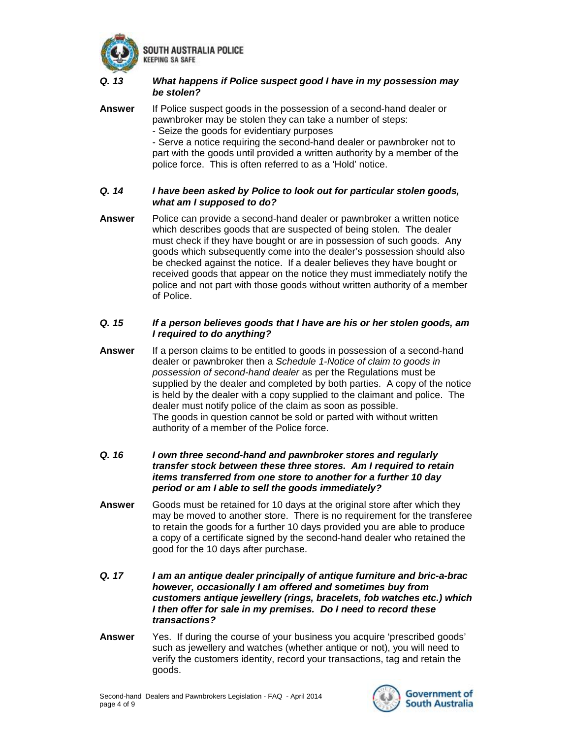***Q. 13 What happens if Police suspect good I have in my possession may be stolen?***

**Answer** If Police suspect goods in the possession of a second-hand dealer or pawnbroker may be stolen they can take a number of steps:

- Seize the goods for evidentiary purposes
- Serve a notice requiring the second-hand dealer or pawnbroker not to part with the goods until provided a written authority by a member of the police force. This is often referred to as a 'Hold' notice.

***Q. 14 I have been asked by Police to look out for particular stolen goods, what am I supposed to do?***

**Answer** Police can provide a second-hand dealer or pawnbroker a written notice which describes goods that are suspected of being stolen. The dealer must check if they have bought or are in possession of such goods. Any goods which subsequently come into the dealer's possession should also be checked against the notice. If a dealer believes they have bought or received goods that appear on the notice they must immediately notify the police and not part with those goods without written authority of a member of Police.

***Q. 15 If a person believes goods that I have are his or her stolen goods, am I required to do anything?***

**Answer** If a person claims to be entitled to goods in possession of a second-hand dealer or pawnbroker then a *Schedule 1-Notice of claim to goods in possession of second-hand dealer* as per the Regulations must be supplied by the dealer and completed by both parties. A copy of the notice is held by the dealer with a copy supplied to the claimant and police. The dealer must notify police of the claim as soon as possible.
The goods in question cannot be sold or parted with without written authority of a member of the Police force.

***Q. 16 I own three second-hand and pawnbroker stores and regularly transfer stock between these three stores. Am I required to retain items transferred from one store to another for a further 10 day period or am I able to sell the goods immediately?***

**Answer** Goods must be retained for 10 days at the original store after which they may be moved to another store. There is no requirement for the transferee to retain the goods for a further 10 days provided you are able to produce a copy of a certificate signed by the second-hand dealer who retained the good for the 10 days after purchase.

***Q. 17 I am an antique dealer principally of antique furniture and bric-a-brac however, occasionally I am offered and sometimes buy from customers antique jewellery (rings, bracelets, fob watches etc.) which I then offer for sale in my premises. Do I need to record these transactions?***

**Answer** Yes. If during the course of your business you acquire 'prescribed goods' such as jewellery and watches (whether antique or not), you will need to verify the customers identity, record your transactions, tag and retain the goods.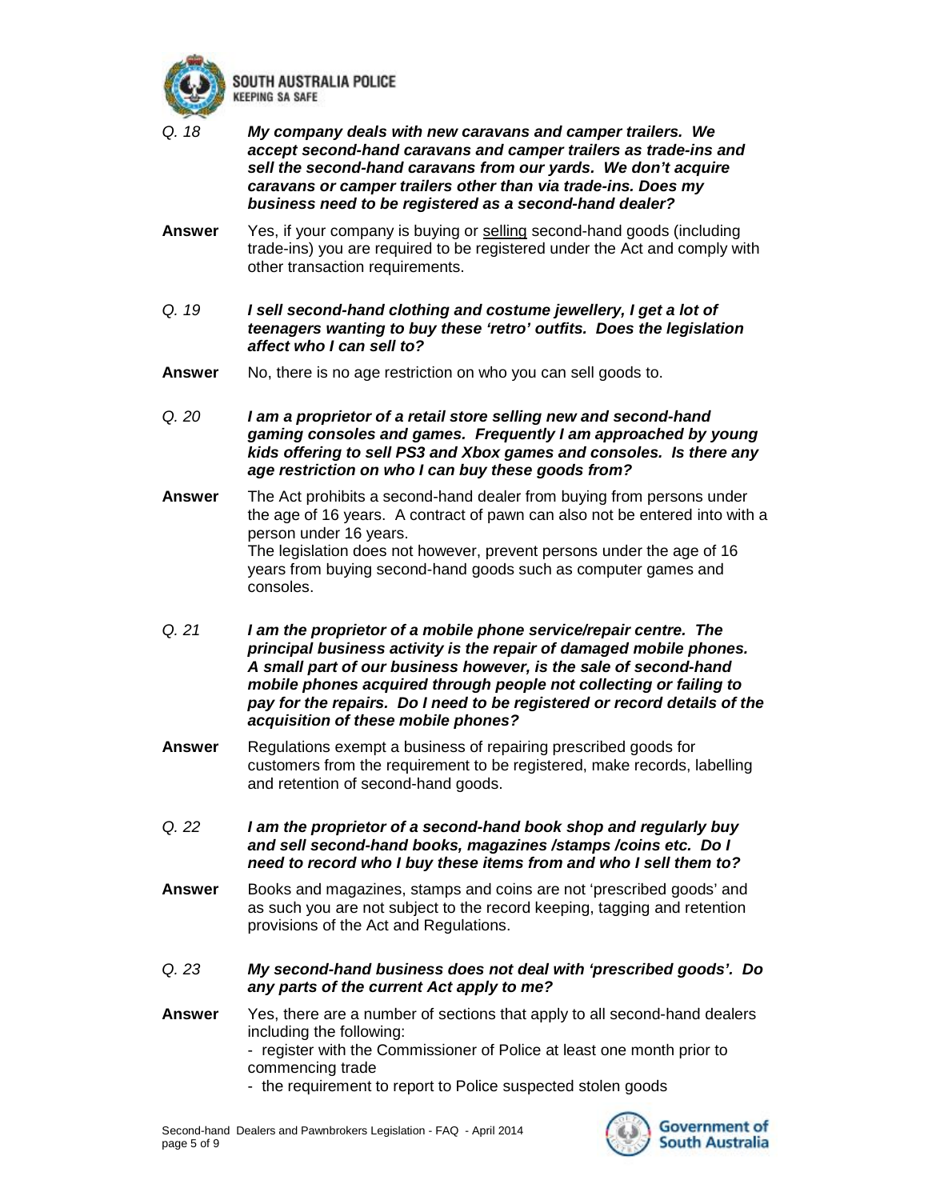*Q. 18* ***My company deals with new caravans and camper trailers. We accept second-hand caravans and camper trailers as trade-ins and sell the second-hand caravans from our yards. We don't acquire caravans or camper trailers other than via trade-ins. Does my business need to be registered as a second-hand dealer?***

**Answer** Yes, if your company is buying or <u>selling</u> second-hand goods (including trade-ins) you are required to be registered under the Act and comply with other transaction requirements.

*Q. 19* ***I sell second-hand clothing and costume jewellery, I get a lot of teenagers wanting to buy these 'retro' outfits. Does the legislation affect who I can sell to?***

**Answer** No, there is no age restriction on who you can sell goods to.

*Q. 20* ***I am a proprietor of a retail store selling new and second-hand gaming consoles and games. Frequently I am approached by young kids offering to sell PS3 and Xbox games and consoles. Is there any age restriction on who I can buy these goods from?***

**Answer** The Act prohibits a second-hand dealer from buying from persons under the age of 16 years. A contract of pawn can also not be entered into with a person under 16 years.
The legislation does not however, prevent persons under the age of 16 years from buying second-hand goods such as computer games and consoles.

*Q. 21* ***I am the proprietor of a mobile phone service/repair centre. The principal business activity is the repair of damaged mobile phones. A small part of our business however, is the sale of second-hand mobile phones acquired through people not collecting or failing to pay for the repairs. Do I need to be registered or record details of the acquisition of these mobile phones?***

**Answer** Regulations exempt a business of repairing prescribed goods for customers from the requirement to be registered, make records, labelling and retention of second-hand goods.

*Q. 22* ***I am the proprietor of a second-hand book shop and regularly buy and sell second-hand books, magazines /stamps /coins etc. Do I need to record who I buy these items from and who I sell them to?***

**Answer** Books and magazines, stamps and coins are not 'prescribed goods' and as such you are not subject to the record keeping, tagging and retention provisions of the Act and Regulations.

*Q. 23* ***My second-hand business does not deal with 'prescribed goods'. Do any parts of the current Act apply to me?***

**Answer** Yes, there are a number of sections that apply to all second-hand dealers including the following:

- register with the Commissioner of Police at least one month prior to commencing trade
- the requirement to report to Police suspected stolen goods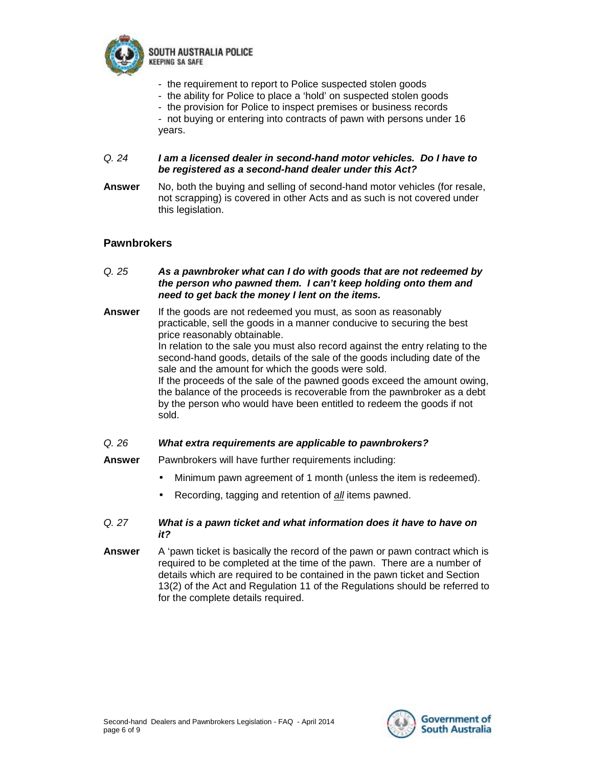- the requirement to report to Police suspected stolen goods
- the ability for Police to place a 'hold' on suspected stolen goods
- the provision for Police to inspect premises or business records
- not buying or entering into contracts of pawn with persons under 16 years.

*Q. 24* ***I am a licensed dealer in second-hand motor vehicles. Do I have to be registered as a second-hand dealer under this Act?***

**Answer** No, both the buying and selling of second-hand motor vehicles (for resale, not scrapping) is covered in other Acts and as such is not covered under this legislation.

## Pawnbrokers

*Q. 25* ***As a pawnbroker what can I do with goods that are not redeemed by the person who pawned them. I can't keep holding onto them and need to get back the money I lent on the items.***

**Answer** If the goods are not redeemed you must, as soon as reasonably practicable, sell the goods in a manner conducive to securing the best price reasonably obtainable.
In relation to the sale you must also record against the entry relating to the second-hand goods, details of the sale of the goods including date of the sale and the amount for which the goods were sold.
If the proceeds of the sale of the pawned goods exceed the amount owing, the balance of the proceeds is recoverable from the pawnbroker as a debt by the person who would have been entitled to redeem the goods if not sold.

*Q. 26* ***What extra requirements are applicable to pawnbrokers?***

**Answer** Pawnbrokers will have further requirements including:

- Minimum pawn agreement of 1 month (unless the item is redeemed).
- Recording, tagging and retention of ***all*** items pawned.

*Q. 27* ***What is a pawn ticket and what information does it have to have on it?***

**Answer** A 'pawn ticket is basically the record of the pawn or pawn contract which is required to be completed at the time of the pawn. There are a number of details which are required to be contained in the pawn ticket and Section 13(2) of the Act and Regulation 11 of the Regulations should be referred to for the complete details required.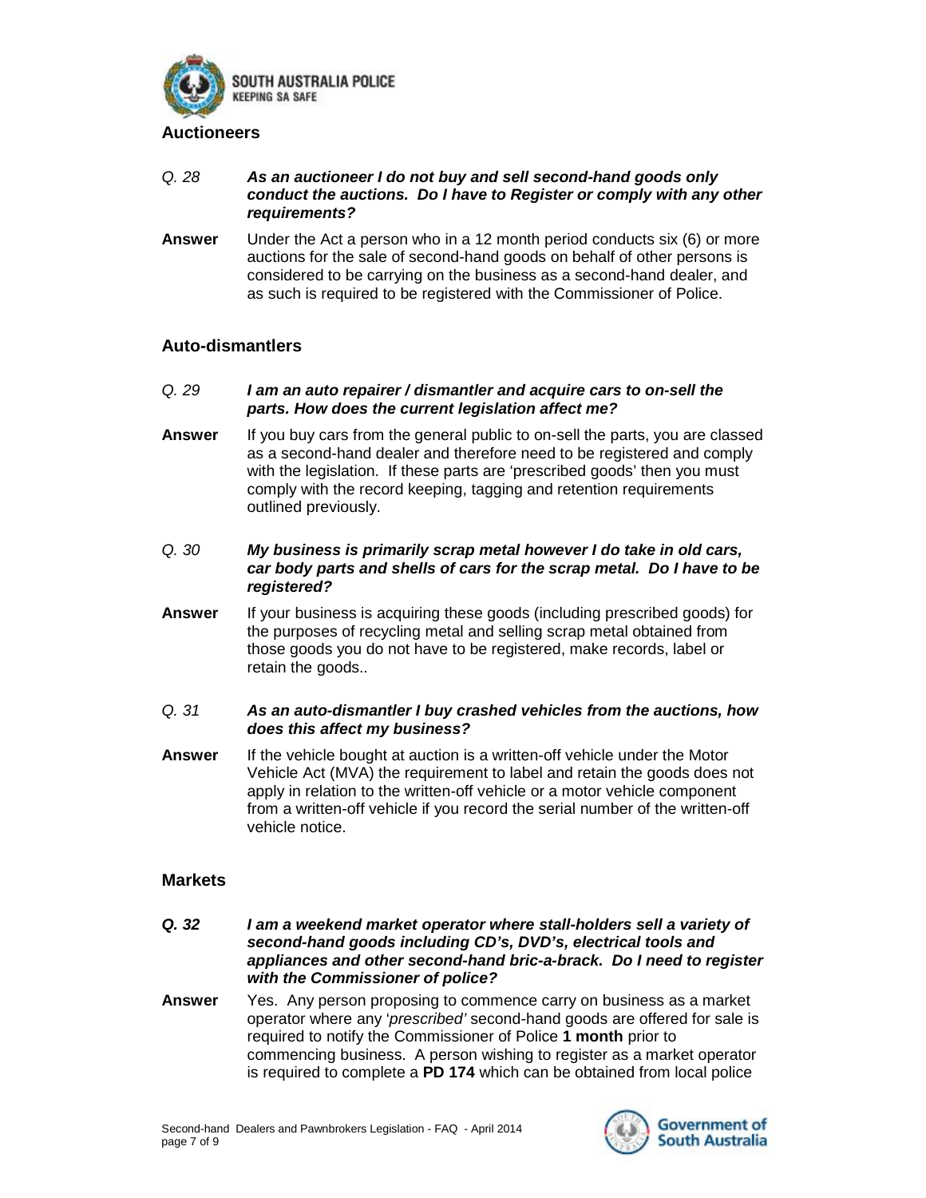## Auctioneers

*Q. 28* ***As an auctioneer I do not buy and sell second-hand goods only conduct the auctions. Do I have to Register or comply with any other requirements?***

**Answer** Under the Act a person who in a 12 month period conducts six (6) or more auctions for the sale of second-hand goods on behalf of other persons is considered to be carrying on the business as a second-hand dealer, and as such is required to be registered with the Commissioner of Police.

## Auto-dismantlers

*Q. 29* ***I am an auto repairer / dismantler and acquire cars to on-sell the parts. How does the current legislation affect me?***

**Answer** If you buy cars from the general public to on-sell the parts, you are classed as a second-hand dealer and therefore need to be registered and comply with the legislation. If these parts are 'prescribed goods' then you must comply with the record keeping, tagging and retention requirements outlined previously.

*Q. 30* ***My business is primarily scrap metal however I do take in old cars, car body parts and shells of cars for the scrap metal. Do I have to be registered?***

**Answer** If your business is acquiring these goods (including prescribed goods) for the purposes of recycling metal and selling scrap metal obtained from those goods you do not have to be registered, make records, label or retain the goods..

*Q. 31* ***As an auto-dismantler I buy crashed vehicles from the auctions, how does this affect my business?***

**Answer** If the vehicle bought at auction is a written-off vehicle under the Motor Vehicle Act (MVA) the requirement to label and retain the goods does not apply in relation to the written-off vehicle or a motor vehicle component from a written-off vehicle if you record the serial number of the written-off vehicle notice.

## Markets

***Q. 32*** ***I am a weekend market operator where stall-holders sell a variety of second-hand goods including CD's, DVD's, electrical tools and appliances and other second-hand bric-a-brack. Do I need to register with the Commissioner of police?***

**Answer** Yes. Any person proposing to commence carry on business as a market operator where any '*prescribed'* second-hand goods are offered for sale is required to notify the Commissioner of Police **1 month** prior to commencing business. A person wishing to register as a market operator is required to complete a **PD 174** which can be obtained from local police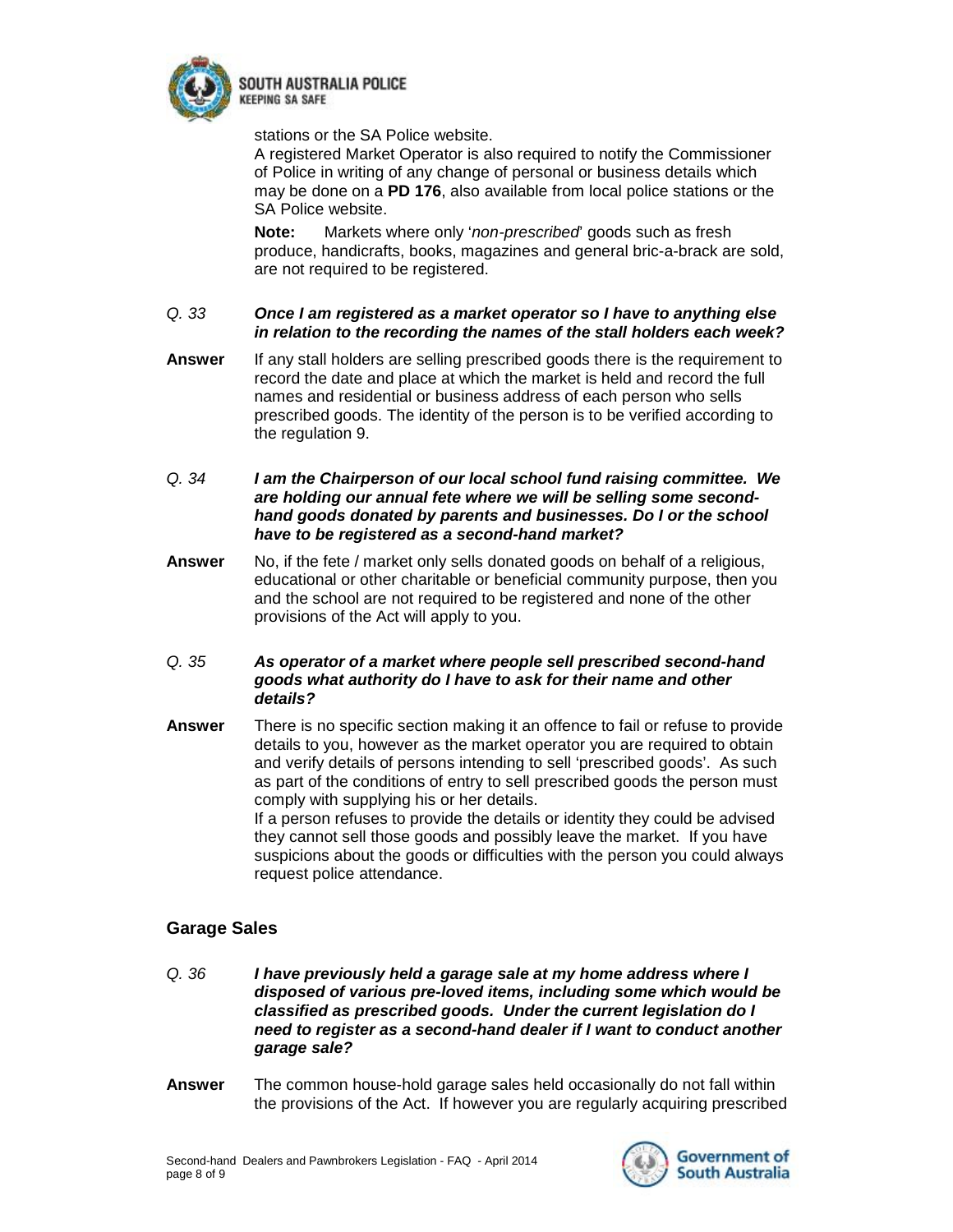stations or the SA Police website.

A registered Market Operator is also required to notify the Commissioner of Police in writing of any change of personal or business details which may be done on a **PD 176**, also available from local police stations or the SA Police website.

**Note:** Markets where only '*non-prescribed*' goods such as fresh produce, handicrafts, books, magazines and general bric-a-brack are sold, are not required to be registered.

*Q. 33* ***Once I am registered as a market operator so I have to anything else in relation to the recording the names of the stall holders each week?***

**Answer** If any stall holders are selling prescribed goods there is the requirement to record the date and place at which the market is held and record the full names and residential or business address of each person who sells prescribed goods. The identity of the person is to be verified according to the regulation 9.

*Q. 34* ***I am the Chairperson of our local school fund raising committee. We are holding our annual fete where we will be selling some second-hand goods donated by parents and businesses. Do I or the school have to be registered as a second-hand market?***

**Answer** No, if the fete / market only sells donated goods on behalf of a religious, educational or other charitable or beneficial community purpose, then you and the school are not required to be registered and none of the other provisions of the Act will apply to you.

*Q. 35* ***As operator of a market where people sell prescribed second-hand goods what authority do I have to ask for their name and other details?***

**Answer** There is no specific section making it an offence to fail or refuse to provide details to you, however as the market operator you are required to obtain and verify details of persons intending to sell 'prescribed goods'. As such as part of the conditions of entry to sell prescribed goods the person must comply with supplying his or her details.

If a person refuses to provide the details or identity they could be advised they cannot sell those goods and possibly leave the market. If you have suspicions about the goods or difficulties with the person you could always request police attendance.

## Garage Sales

*Q. 36* ***I have previously held a garage sale at my home address where I disposed of various pre-loved items, including some which would be classified as prescribed goods. Under the current legislation do I need to register as a second-hand dealer if I want to conduct another garage sale?***

**Answer** The common house-hold garage sales held occasionally do not fall within the provisions of the Act. If however you are regularly acquiring prescribed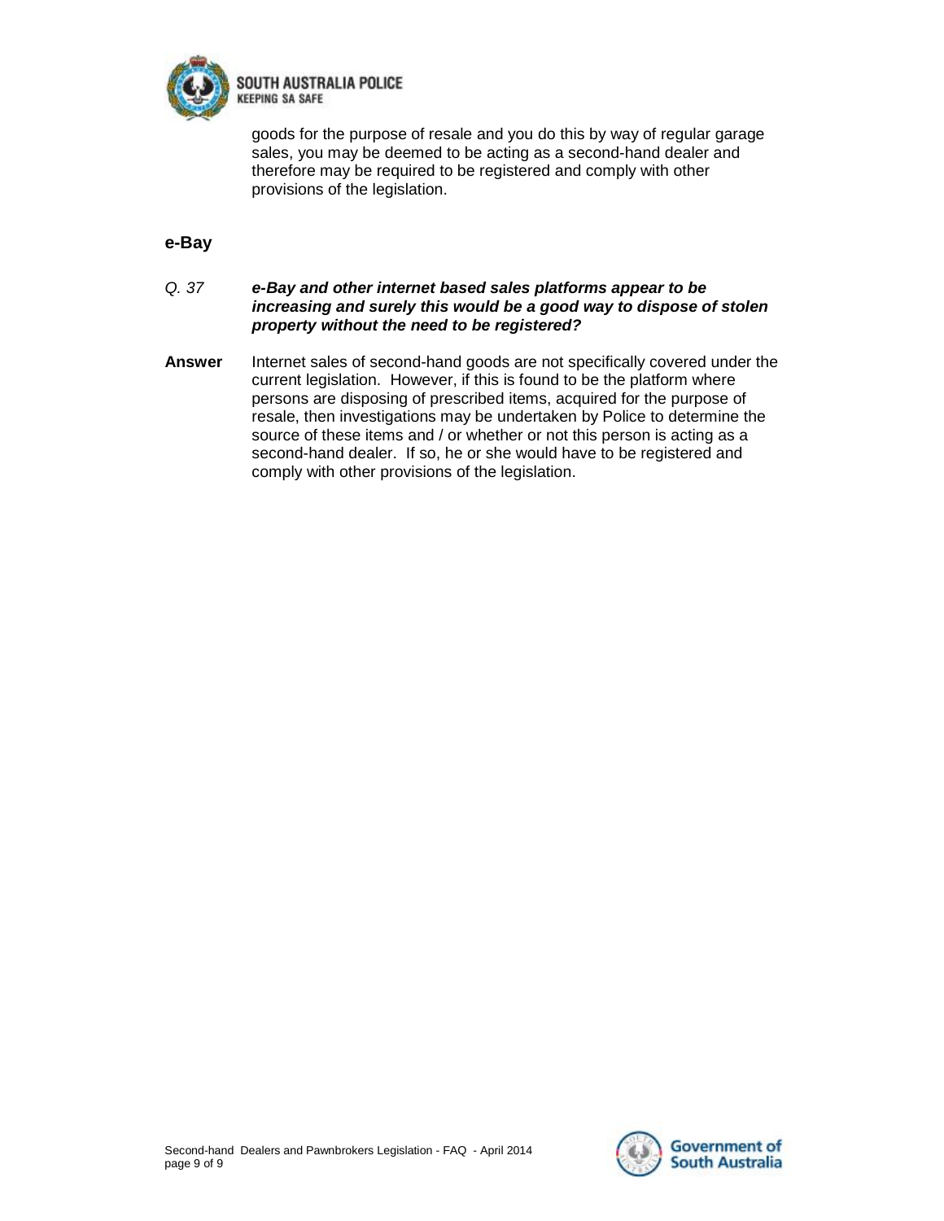goods for the purpose of resale and you do this by way of regular garage sales, you may be deemed to be acting as a second-hand dealer and therefore may be required to be registered and comply with other provisions of the legislation.

## e-Bay

*Q. 37* ***e-Bay and other internet based sales platforms appear to be increasing and surely this would be a good way to dispose of stolen property without the need to be registered?***

**Answer** Internet sales of second-hand goods are not specifically covered under the current legislation. However, if this is found to be the platform where persons are disposing of prescribed items, acquired for the purpose of resale, then investigations may be undertaken by Police to determine the source of these items and / or whether or not this person is acting as a second-hand dealer. If so, he or she would have to be registered and comply with other provisions of the legislation.